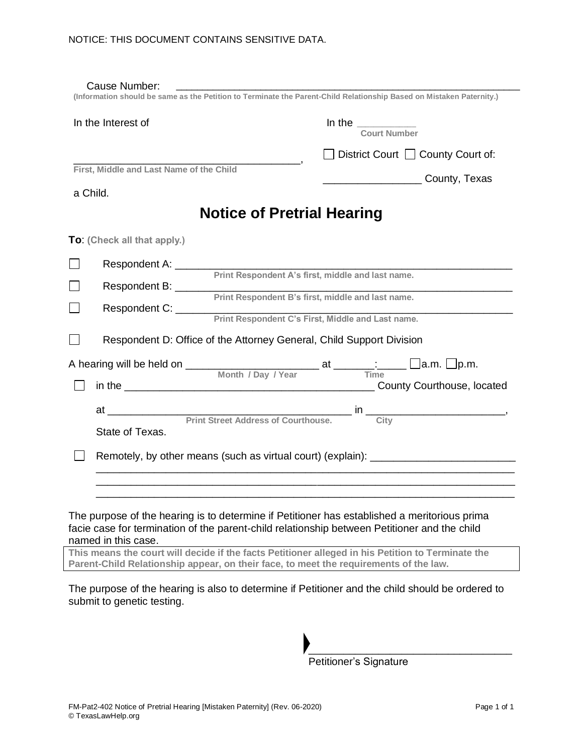NOTICE: THIS DOCUMENT CONTAINS SENSITIVE DATA.

Cause Number: ______________________________________________________________

**(Information should be same as the Petition to Terminate the Parent-Child Relationship Based on Mistaken Paternity.)**

In the Interest of

________________________________________,
**First, Middle and Last Name of the Child**

a Child.

In the __________
**Court Number**

☐ District Court ☐ County Court of:

_________________ County, Texas

# Notice of Pretrial Hearing

**To**: **(Check all that apply.)**

☐ Respondent A: ____________________________________________________________
**Print Respondent A's first, middle and last name.**

☐ Respondent B: ____________________________________________________________
**Print Respondent B's first, middle and last name.**

☐ Respondent C: ____________________________________________________________
**Print Respondent C's First, Middle and Last name.**

☐ Respondent D: Office of the Attorney General, Child Support Division

A hearing will be held on ______________________ at _______:_____ ☐a.m. ☐p.m.
**Month / Day / Year** **Time**

☐ in the ________________________________________ County Courthouse, located

at __________________________________________ in ________________________,
**Print Street Address of Courthouse.** **City**

State of Texas.

☐ Remotely, by other means (such as virtual court) (explain): _________________________
__________________________________________________________________________
__________________________________________________________________________
__________________________________________________________________________

The purpose of the hearing is to determine if Petitioner has established a meritorious prima facie case for termination of the parent-child relationship between Petitioner and the child named in this case.

**This means the court will decide if the facts Petitioner alleged in his Petition to Terminate the Parent-Child Relationship appear, on their face, to meet the requirements of the law.**

The purpose of the hearing is also to determine if Petitioner and the child should be ordered to submit to genetic testing.

________________________________
Petitioner's Signature

FM-Pat2-402 Notice of Pretrial Hearing [Mistaken Paternity] (Rev. 06-2020)
© TexasLawHelp.org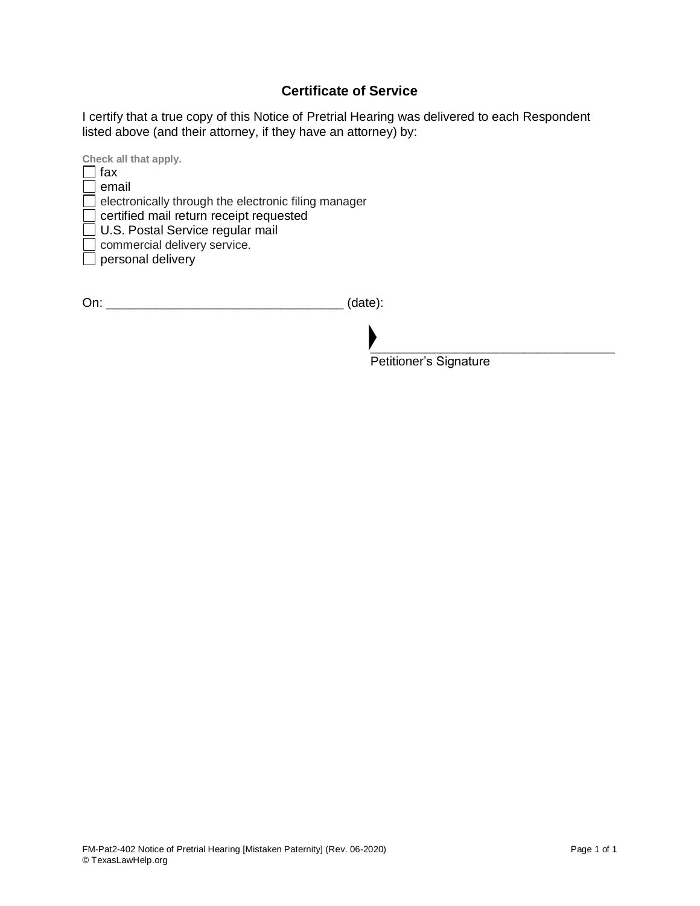## Certificate of Service

I certify that a true copy of this Notice of Pretrial Hearing was delivered to each Respondent listed above (and their attorney, if they have an attorney) by:

**Check all that apply.**

- ☐ fax
- ☐ email
- ☐ electronically through the electronic filing manager
- ☐ certified mail return receipt requested
- ☐ U.S. Postal Service regular mail
- ☐ commercial delivery service.
- ☐ personal delivery

On: ________________________________ (date):

________________________________
Petitioner's Signature

FM-Pat2-402 Notice of Pretrial Hearing [Mistaken Paternity] (Rev. 06-2020)
© TexasLawHelp.org